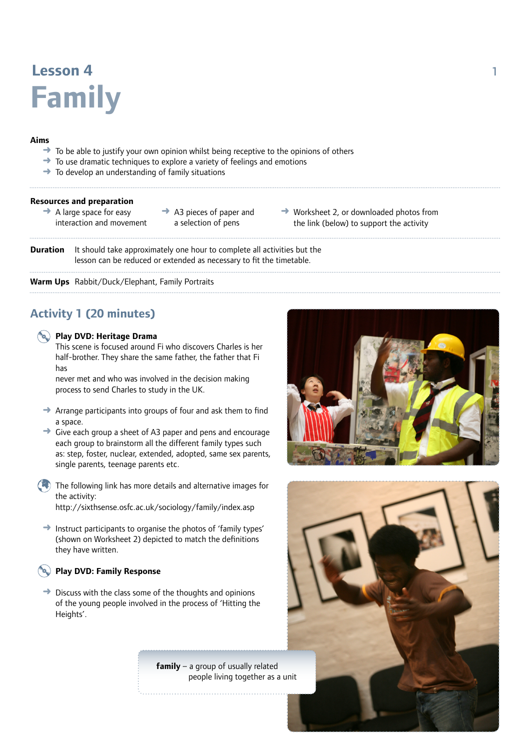# Lesson 4
# Family

**Aims**

- To be able to justify your own opinion whilst being receptive to the opinions of others
- To use dramatic techniques to explore a variety of feelings and emotions
- To develop an understanding of family situations

**Resources and preparation**

- A large space for easy interaction and movement
- A3 pieces of paper and a selection of pens
- Worksheet 2, or downloaded photos from the link (below) to support the activity

**Duration** It should take approximately one hour to complete all activities but the lesson can be reduced or extended as necessary to fit the timetable.

**Warm Ups** Rabbit/Duck/Elephant, Family Portraits

## Activity 1 (20 minutes)

**Play DVD: Heritage Drama**
This scene is focused around Fi who discovers Charles is her half-brother. They share the same father, the father that Fi has never met and who was involved in the decision making process to send Charles to study in the UK.

- Arrange participants into groups of four and ask them to find a space.
- Give each group a sheet of A3 paper and pens and encourage each group to brainstorm all the different family types such as: step, foster, nuclear, extended, adopted, same sex parents, single parents, teenage parents etc.

The following link has more details and alternative images for the activity:
http://sixthsense.osfc.ac.uk/sociology/family/index.asp

- Instruct participants to organise the photos of 'family types' (shown on Worksheet 2) depicted to match the definitions they have written.

**Play DVD: Family Response**

- Discuss with the class some of the thoughts and opinions of the young people involved in the process of 'Hitting the Heights'.

**family** – a group of usually related people living together as a unit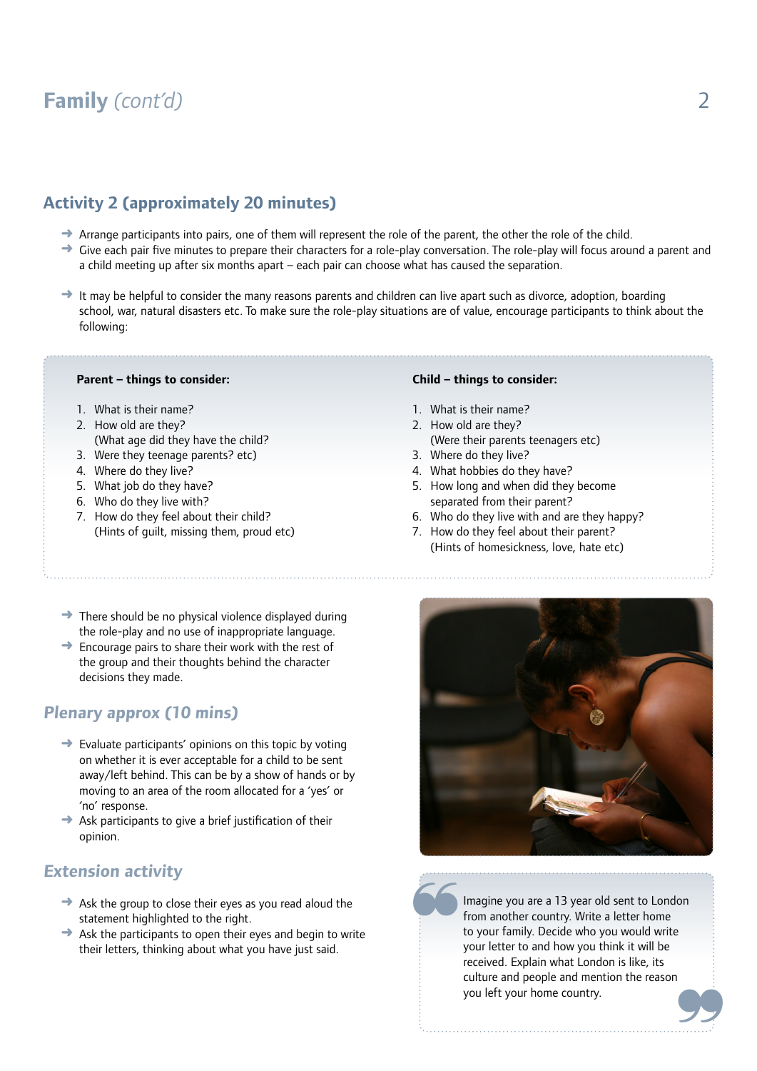# Family *(cont'd)*

## Activity 2 (approximately 20 minutes)

- Arrange participants into pairs, one of them will represent the role of the parent, the other the role of the child.
- Give each pair five minutes to prepare their characters for a role-play conversation. The role-play will focus around a parent and a child meeting up after six months apart – each pair can choose what has caused the separation.
- It may be helpful to consider the many reasons parents and children can live apart such as divorce, adoption, boarding school, war, natural disasters etc. To make sure the role-play situations are of value, encourage participants to think about the following:

**Parent – things to consider:**

1. What is their name?
2. How old are they? (What age did they have the child?
3. Were they teenage parents? etc)
4. Where do they live?
5. What job do they have?
6. Who do they live with?
7. How do they feel about their child? (Hints of guilt, missing them, proud etc)

**Child – things to consider:**

1. What is their name?
2. How old are they? (Were their parents teenagers etc)
3. Where do they live?
4. What hobbies do they have?
5. How long and when did they become separated from their parent?
6. Who do they live with and are they happy?
7. How do they feel about their parent? (Hints of homesickness, love, hate etc)

- There should be no physical violence displayed during the role-play and no use of inappropriate language.
- Encourage pairs to share their work with the rest of the group and their thoughts behind the character decisions they made.

## *Plenary approx (10 mins)*

- Evaluate participants' opinions on this topic by voting on whether it is ever acceptable for a child to be sent away/left behind. This can be by a show of hands or by moving to an area of the room allocated for a 'yes' or 'no' response.
- Ask participants to give a brief justification of their opinion.

## *Extension activity*

- Ask the group to close their eyes as you read aloud the statement highlighted to the right.
- Ask the participants to open their eyes and begin to write their letters, thinking about what you have just said.

> Imagine you are a 13 year old sent to London from another country. Write a letter home to your family. Decide who you would write your letter to and how you think it will be received. Explain what London is like, its culture and people and mention the reason you left your home country.